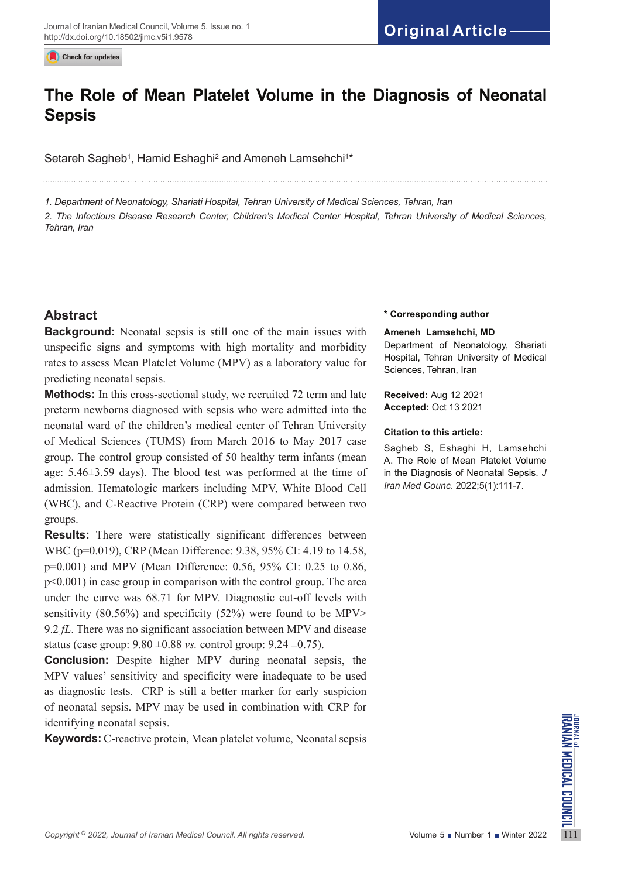Original Article

# The Role of Mean Platelet Volume in the Diagnosis of Neonatal Sepsis

Setareh Sagheb[1], Hamid Eshaghi[2] and Ameneh Lamsehchi[1]*

*1. Department of Neonatology, Shariati Hospital, Tehran University of Medical Sciences, Tehran, Iran*

*2. The Infectious Disease Research Center, Children's Medical Center Hospital, Tehran University of Medical Sciences, Tehran, Iran*

## Abstract

**Background:** Neonatal sepsis is still one of the main issues with unspecific signs and symptoms with high mortality and morbidity rates to assess Mean Platelet Volume (MPV) as a laboratory value for predicting neonatal sepsis.

**Methods:** In this cross-sectional study, we recruited 72 term and late preterm newborns diagnosed with sepsis who were admitted into the neonatal ward of the children's medical center of Tehran University of Medical Sciences (TUMS) from March 2016 to May 2017 case group. The control group consisted of 50 healthy term infants (mean age: 5.46±3.59 days). The blood test was performed at the time of admission. Hematologic markers including MPV, White Blood Cell (WBC), and C-Reactive Protein (CRP) were compared between two groups.

**Results:** There were statistically significant differences between WBC (p=0.019), CRP (Mean Difference: 9.38, 95% CI: 4.19 to 14.58, p=0.001) and MPV (Mean Difference: 0.56, 95% CI: 0.25 to 0.86, p<0.001) in case group in comparison with the control group. The area under the curve was 68.71 for MPV. Diagnostic cut-off levels with sensitivity (80.56%) and specificity (52%) were found to be MPV> 9.2 *fL*. There was no significant association between MPV and disease status (case group: 9.80 ±0.88 *vs.* control group: 9.24 ±0.75).

**Conclusion:** Despite higher MPV during neonatal sepsis, the MPV values' sensitivity and specificity were inadequate to be used as diagnostic tests. CRP is still a better marker for early suspicion of neonatal sepsis. MPV may be used in combination with CRP for identifying neonatal sepsis.

**Keywords:** C-reactive protein, Mean platelet volume, Neonatal sepsis

**\* Corresponding author**

**Ameneh Lamsehchi, MD**
Department of Neonatology, Shariati Hospital, Tehran University of Medical Sciences, Tehran, Iran

**Received:** Aug 12 2021
**Accepted:** Oct 13 2021

**Citation to this article:**
Sagheb S, Eshaghi H, Lamsehchi A. The Role of Mean Platelet Volume in the Diagnosis of Neonatal Sepsis. *J Iran Med Counc*. 2022;5(1):111-7.

*Copyright © 2022, Journal of Iranian Medical Council. All rights reserved.*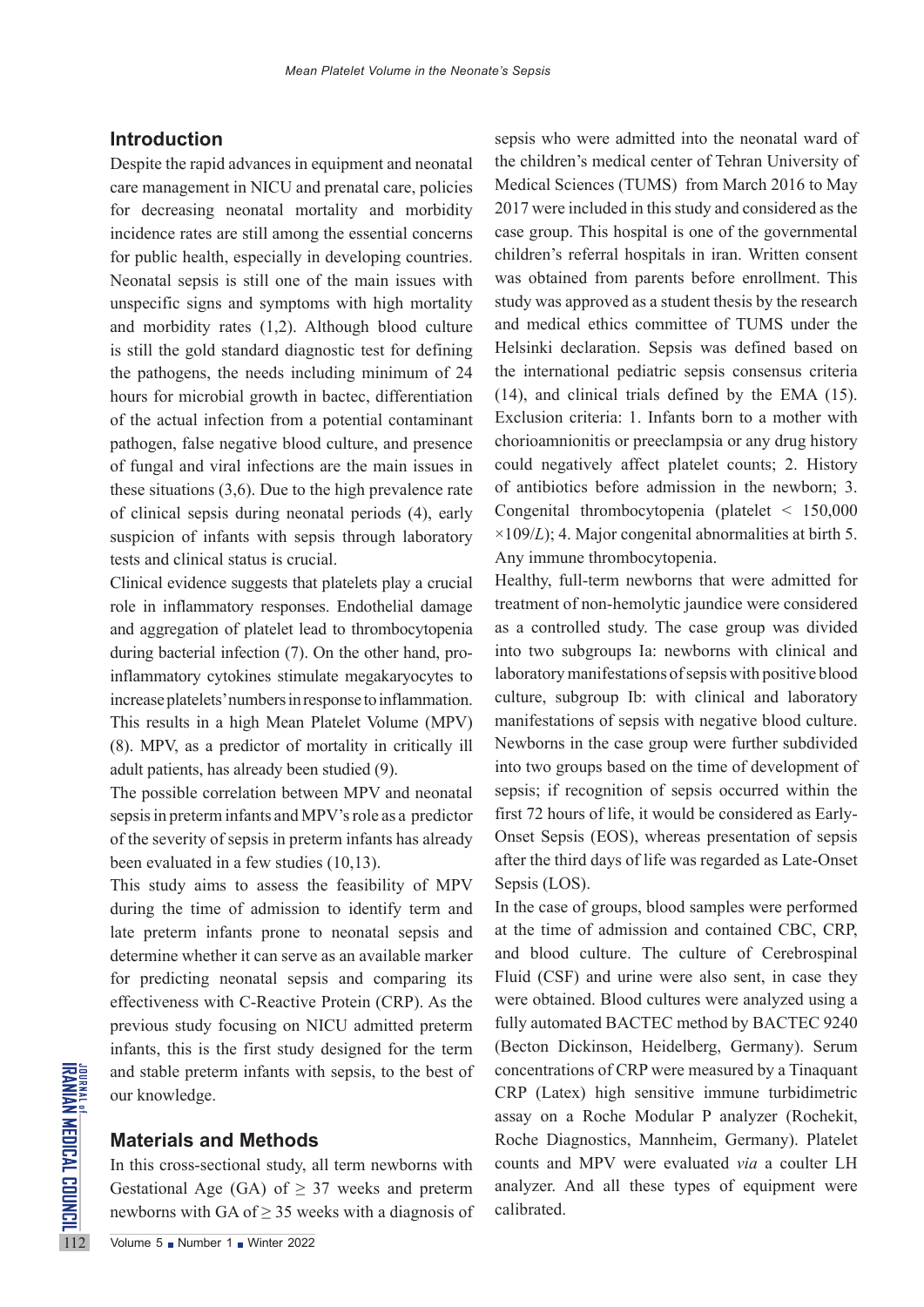## Introduction

Despite the rapid advances in equipment and neonatal care management in NICU and prenatal care, policies for decreasing neonatal mortality and morbidity incidence rates are still among the essential concerns for public health, especially in developing countries. Neonatal sepsis is still one of the main issues with unspecific signs and symptoms with high mortality and morbidity rates (1,2). Although blood culture is still the gold standard diagnostic test for defining the pathogens, the needs including minimum of 24 hours for microbial growth in bactec, differentiation of the actual infection from a potential contaminant pathogen, false negative blood culture, and presence of fungal and viral infections are the main issues in these situations (3,6). Due to the high prevalence rate of clinical sepsis during neonatal periods (4), early suspicion of infants with sepsis through laboratory tests and clinical status is crucial.

Clinical evidence suggests that platelets play a crucial role in inflammatory responses. Endothelial damage and aggregation of platelet lead to thrombocytopenia during bacterial infection (7). On the other hand, pro-inflammatory cytokines stimulate megakaryocytes to increase platelets' numbers in response to inflammation. This results in a high Mean Platelet Volume (MPV) (8). MPV, as a predictor of mortality in critically ill adult patients, has already been studied (9).

The possible correlation between MPV and neonatal sepsis in preterm infants and MPV's role as a predictor of the severity of sepsis in preterm infants has already been evaluated in a few studies (10,13).

This study aims to assess the feasibility of MPV during the time of admission to identify term and late preterm infants prone to neonatal sepsis and determine whether it can serve as an available marker for predicting neonatal sepsis and comparing its effectiveness with C-Reactive Protein (CRP). As the previous study focusing on NICU admitted preterm infants, this is the first study designed for the term and stable preterm infants with sepsis, to the best of our knowledge.

## Materials and Methods

In this cross-sectional study, all term newborns with Gestational Age (GA) of $\geq$ 37 weeks and preterm newborns with GA of $\geq$ 35 weeks with a diagnosis of sepsis who were admitted into the neonatal ward of the children's medical center of Tehran University of Medical Sciences (TUMS) from March 2016 to May 2017 were included in this study and considered as the case group. This hospital is one of the governmental children's referral hospitals in iran. Written consent was obtained from parents before enrollment. This study was approved as a student thesis by the research and medical ethics committee of TUMS under the Helsinki declaration. Sepsis was defined based on the international pediatric sepsis consensus criteria (14), and clinical trials defined by the EMA (15). Exclusion criteria: 1. Infants born to a mother with chorioamnionitis or preeclampsia or any drug history could negatively affect platelet counts; 2. History of antibiotics before admission in the newborn; 3. Congenital thrombocytopenia (platelet < 150,000 $\times 10^9/L$); 4. Major congenital abnormalities at birth 5. Any immune thrombocytopenia.

Healthy, full-term newborns that were admitted for treatment of non-hemolytic jaundice were considered as a controlled study. The case group was divided into two subgroups Ia: newborns with clinical and laboratory manifestations of sepsis with positive blood culture, subgroup Ib: with clinical and laboratory manifestations of sepsis with negative blood culture. Newborns in the case group were further subdivided into two groups based on the time of development of sepsis; if recognition of sepsis occurred within the first 72 hours of life, it would be considered as Early-Onset Sepsis (EOS), whereas presentation of sepsis after the third days of life was regarded as Late-Onset Sepsis (LOS).

In the case of groups, blood samples were performed at the time of admission and contained CBC, CRP, and blood culture. The culture of Cerebrospinal Fluid (CSF) and urine were also sent, in case they were obtained. Blood cultures were analyzed using a fully automated BACTEC method by BACTEC 9240 (Becton Dickinson, Heidelberg, Germany). Serum concentrations of CRP were measured by a Tinaquant CRP (Latex) high sensitive immune turbidimetric assay on a Roche Modular P analyzer (Rochekit, Roche Diagnostics, Mannheim, Germany). Platelet counts and MPV were evaluated *via* a coulter LH analyzer. And all these types of equipment were calibrated.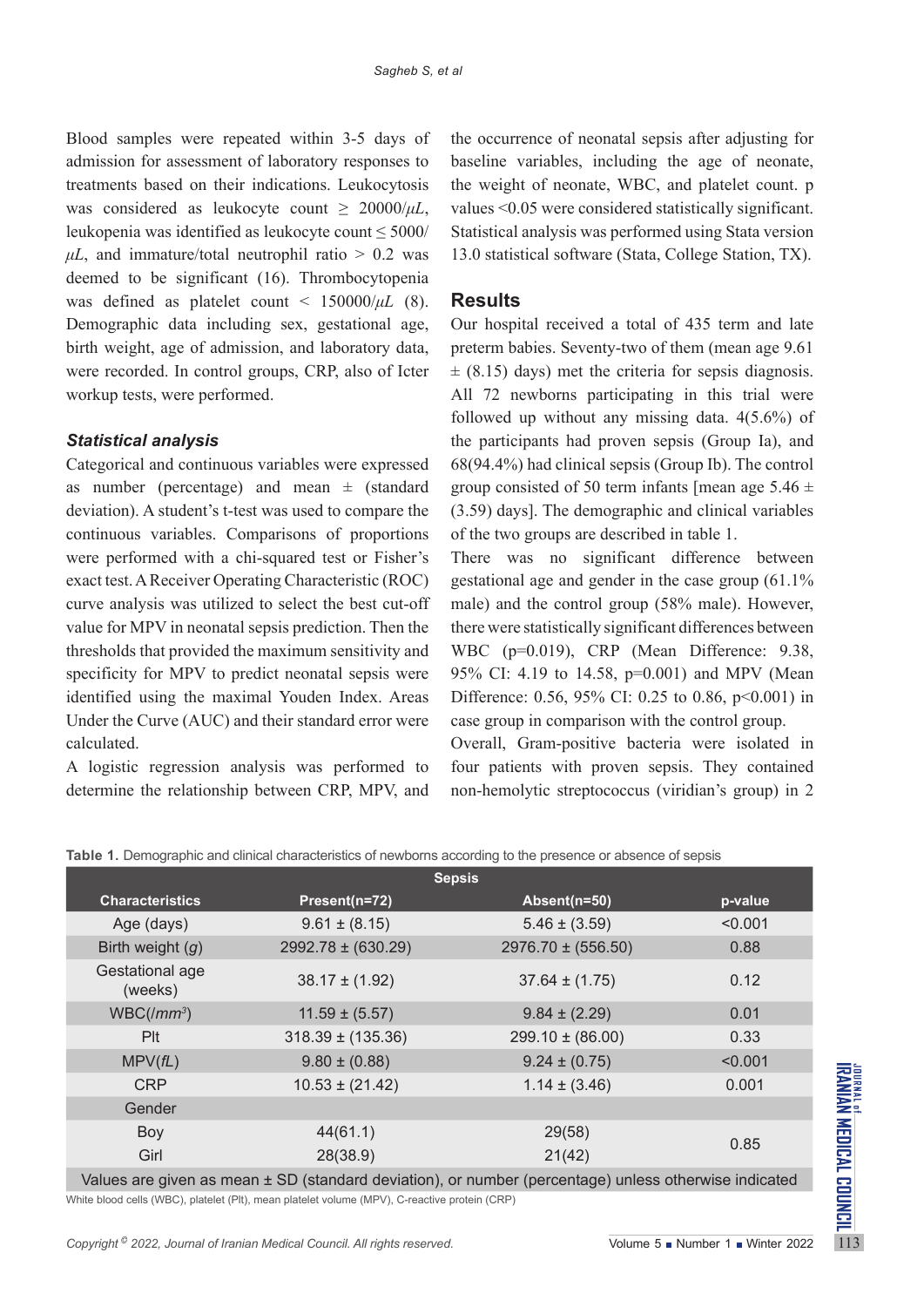Blood samples were repeated within 3-5 days of admission for assessment of laboratory responses to treatments based on their indications. Leukocytosis was considered as leukocyte count ≥ 20000/$\mu L$, leukopenia was identified as leukocyte count ≤ 5000/$\mu L$, and immature/total neutrophil ratio > 0.2 was deemed to be significant (16). Thrombocytopenia was defined as platelet count < 150000/$\mu L$ (8). Demographic data including sex, gestational age, birth weight, age of admission, and laboratory data, were recorded. In control groups, CRP, also of Icter workup tests, were performed.

### Statistical analysis

Categorical and continuous variables were expressed as number (percentage) and mean ± (standard deviation). A student's t-test was used to compare the continuous variables. Comparisons of proportions were performed with a chi-squared test or Fisher's exact test. A Receiver Operating Characteristic (ROC) curve analysis was utilized to select the best cut-off value for MPV in neonatal sepsis prediction. Then the thresholds that provided the maximum sensitivity and specificity for MPV to predict neonatal sepsis were identified using the maximal Youden Index. Areas Under the Curve (AUC) and their standard error were calculated.

A logistic regression analysis was performed to determine the relationship between CRP, MPV, and the occurrence of neonatal sepsis after adjusting for baseline variables, including the age of neonate, the weight of neonate, WBC, and platelet count. p values <0.05 were considered statistically significant. Statistical analysis was performed using Stata version 13.0 statistical software (Stata, College Station, TX).

## Results

Our hospital received a total of 435 term and late preterm babies. Seventy-two of them (mean age 9.61 ± (8.15) days) met the criteria for sepsis diagnosis. All 72 newborns participating in this trial were followed up without any missing data. 4(5.6%) of the participants had proven sepsis (Group Ia), and 68(94.4%) had clinical sepsis (Group Ib). The control group consisted of 50 term infants [mean age 5.46 ± (3.59) days]. The demographic and clinical variables of the two groups are described in table 1.

There was no significant difference between gestational age and gender in the case group (61.1% male) and the control group (58% male). However, there were statistically significant differences between WBC (p=0.019), CRP (Mean Difference: 9.38, 95% CI: 4.19 to 14.58, p=0.001) and MPV (Mean Difference: 0.56, 95% CI: 0.25 to 0.86, p<0.001) in case group in comparison with the control group.

Overall, Gram-positive bacteria were isolated in four patients with proven sepsis. They contained non-hemolytic streptococcus (viridian's group) in 2

**Table 1.** Demographic and clinical characteristics of newborns according to the presence or absence of sepsis

| | Sepsis | | |
|---|---|---|---|
| **Characteristics** | **Present(n=72)** | **Absent(n=50)** | **p-value** |
| Age (days) | 9.61 ± (8.15) | 5.46 ± (3.59) | <0.001 |
| Birth weight (*g*) | 2992.78 ± (630.29) | 2976.70 ± (556.50) | 0.88 |
| Gestational age (weeks) | 38.17 ± (1.92) | 37.64 ± (1.75) | 0.12 |
| WBC(/$mm^3$) | 11.59 ± (5.57) | 9.84 ± (2.29) | 0.01 |
| Plt | 318.39 ± (135.36) | 299.10 ± (86.00) | 0.33 |
| MPV(*fL*) | 9.80 ± (0.88) | 9.24 ± (0.75) | <0.001 |
| CRP | 10.53 ± (21.42) | 1.14 ± (3.46) | 0.001 |
| Gender | | | |
| Boy | 44(61.1) | 29(58) | 0.85 |
| Girl | 28(38.9) | 21(42) | |
| Values are given as mean ± SD (standard deviation), or number (percentage) unless otherwise indicated | | | |

White blood cells (WBC), platelet (Plt), mean platelet volume (MPV), C-reactive protein (CRP)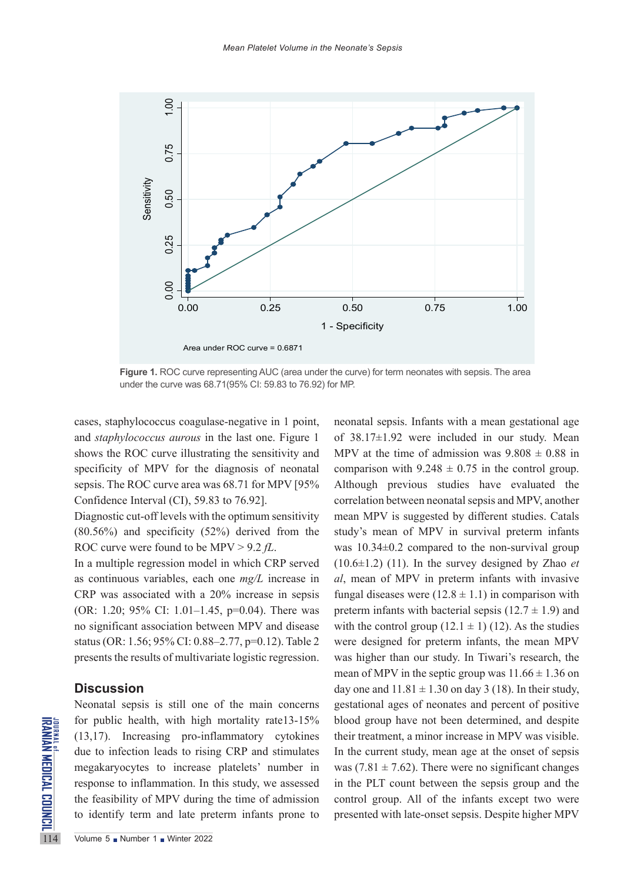Area under ROC curve = 0.6871

**Figure 1.** ROC curve representing AUC (area under the curve) for term neonates with sepsis. The area under the curve was 68.71(95% CI: 59.83 to 76.92) for MP.

cases, staphylococcus coagulase-negative in 1 point, and *staphylococcus aurous* in the last one. Figure 1 shows the ROC curve illustrating the sensitivity and specificity of MPV for the diagnosis of neonatal sepsis. The ROC curve area was 68.71 for MPV [95% Confidence Interval (CI), 59.83 to 76.92].

Diagnostic cut-off levels with the optimum sensitivity (80.56%) and specificity (52%) derived from the ROC curve were found to be MPV > 9.2 *fL*.

In a multiple regression model in which CRP served as continuous variables, each one *mg/L* increase in CRP was associated with a 20% increase in sepsis (OR: 1.20; 95% CI: 1.01–1.45, p=0.04). There was no significant association between MPV and disease status (OR: 1.56; 95% CI: 0.88–2.77, p=0.12). Table 2 presents the results of multivariate logistic regression.

## Discussion

Neonatal sepsis is still one of the main concerns for public health, with high mortality rate13-15% (13,17). Increasing pro-inflammatory cytokines due to infection leads to rising CRP and stimulates megakaryocytes to increase platelets' number in response to inflammation. In this study, we assessed the feasibility of MPV during the time of admission to identify term and late preterm infants prone to neonatal sepsis. Infants with a mean gestational age of 38.17±1.92 were included in our study. Mean MPV at the time of admission was 9.808 ± 0.88 in comparison with 9.248 ± 0.75 in the control group. Although previous studies have evaluated the correlation between neonatal sepsis and MPV, another mean MPV is suggested by different studies. Catals study's mean of MPV in survival preterm infants was 10.34±0.2 compared to the non-survival group (10.6±1.2) (11). In the survey designed by Zhao *et al*, mean of MPV in preterm infants with invasive fungal diseases were (12.8 ± 1.1) in comparison with preterm infants with bacterial sepsis (12.7 ± 1.9) and with the control group (12.1 ± 1) (12). As the studies were designed for preterm infants, the mean MPV was higher than our study. In Tiwari's research, the mean of MPV in the septic group was 11.66 ± 1.36 on day one and 11.81 ± 1.30 on day 3 (18). In their study, gestational ages of neonates and percent of positive blood group have not been determined, and despite their treatment, a minor increase in MPV was visible. In the current study, mean age at the onset of sepsis was (7.81 ± 7.62). There were no significant changes in the PLT count between the sepsis group and the control group. All of the infants except two were presented with late-onset sepsis. Despite higher MPV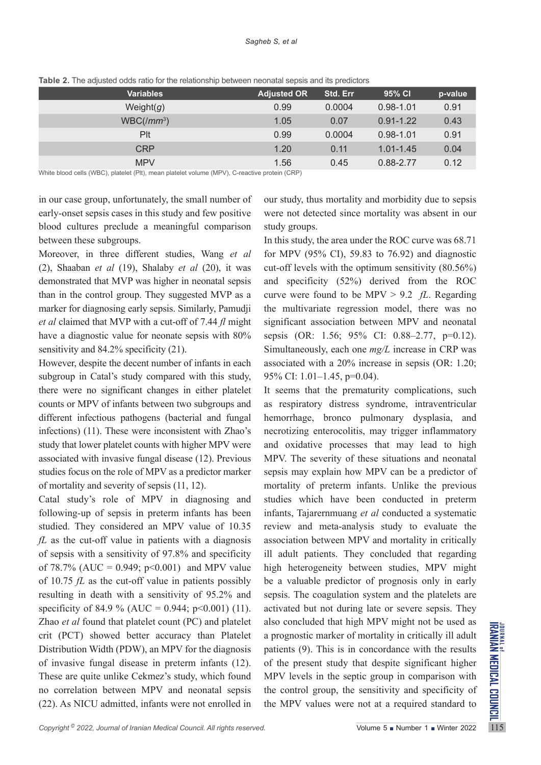**Table 2.** The adjusted odds ratio for the relationship between neonatal sepsis and its predictors

| Variables | Adjusted OR | Std. Err | 95% CI | p-value |
|---|---|---|---|---|
| Weight(*g*) | 0.99 | 0.0004 | 0.98-1.01 | 0.91 |
| WBC(/*mm*$^3$) | 1.05 | 0.07 | 0.91-1.22 | 0.43 |
| Plt | 0.99 | 0.0004 | 0.98-1.01 | 0.91 |
| CRP | 1.20 | 0.11 | 1.01-1.45 | 0.04 |
| MPV | 1.56 | 0.45 | 0.88-2.77 | 0.12 |

White blood cells (WBC), platelet (Plt), mean platelet volume (MPV), C-reactive protein (CRP)

in our case group, unfortunately, the small number of early-onset sepsis cases in this study and few positive blood cultures preclude a meaningful comparison between these subgroups.

Moreover, in three different studies, Wang *et al* (2), Shaaban *et al* (19), Shalaby *et al* (20), it was demonstrated that MVP was higher in neonatal sepsis than in the control group. They suggested MVP as a marker for diagnosing early sepsis. Similarly, Pamudji *et al* claimed that MVP with a cut-off of 7.44 *fl* might have a diagnostic value for neonate sepsis with 80% sensitivity and 84.2% specificity (21).

However, despite the decent number of infants in each subgroup in Catal's study compared with this study, there were no significant changes in either platelet counts or MPV of infants between two subgroups and different infectious pathogens (bacterial and fungal infections) (11). These were inconsistent with Zhao's study that lower platelet counts with higher MPV were associated with invasive fungal disease (12). Previous studies focus on the role of MPV as a predictor marker of mortality and severity of sepsis (11, 12).

Catal study's role of MPV in diagnosing and following-up of sepsis in preterm infants has been studied. They considered an MPV value of 10.35 *fL* as the cut-off value in patients with a diagnosis of sepsis with a sensitivity of 97.8% and specificity of 78.7% (AUC = 0.949; p<0.001) and MPV value of 10.75 *fL* as the cut-off value in patients possibly resulting in death with a sensitivity of 95.2% and specificity of 84.9 % (AUC = 0.944; p<0.001) (11). Zhao *et al* found that platelet count (PC) and platelet crit (PCT) showed better accuracy than Platelet Distribution Width (PDW), an MPV for the diagnosis of invasive fungal disease in preterm infants (12). These are quite unlike Cekmez's study, which found no correlation between MPV and neonatal sepsis (22). As NICU admitted, infants were not enrolled in our study, thus mortality and morbidity due to sepsis were not detected since mortality was absent in our study groups.

In this study, the area under the ROC curve was 68.71 for MPV (95% CI), 59.83 to 76.92) and diagnostic cut-off levels with the optimum sensitivity (80.56%) and specificity (52%) derived from the ROC curve were found to be MPV > 9.2 *fL*. Regarding the multivariate regression model, there was no significant association between MPV and neonatal sepsis (OR: 1.56; 95% CI: 0.88–2.77, p=0.12). Simultaneously, each one *mg/L* increase in CRP was associated with a 20% increase in sepsis (OR: 1.20; 95% CI: 1.01–1.45, p=0.04).

It seems that the prematurity complications, such as respiratory distress syndrome, intraventricular hemorrhage, bronco pulmonary dysplasia, and necrotizing enterocolitis, may trigger inflammatory and oxidative processes that may lead to high MPV. The severity of these situations and neonatal sepsis may explain how MPV can be a predictor of mortality of preterm infants. Unlike the previous studies which have been conducted in preterm infants, Tajarernmuang *et al* conducted a systematic review and meta-analysis study to evaluate the association between MPV and mortality in critically ill adult patients. They concluded that regarding high heterogeneity between studies, MPV might be a valuable predictor of prognosis only in early sepsis. The coagulation system and the platelets are activated but not during late or severe sepsis. They also concluded that high MPV might not be used as a prognostic marker of mortality in critically ill adult patients (9). This is in concordance with the results of the present study that despite significant higher MPV levels in the septic group in comparison with the control group, the sensitivity and specificity of the MPV values were not at a required standard to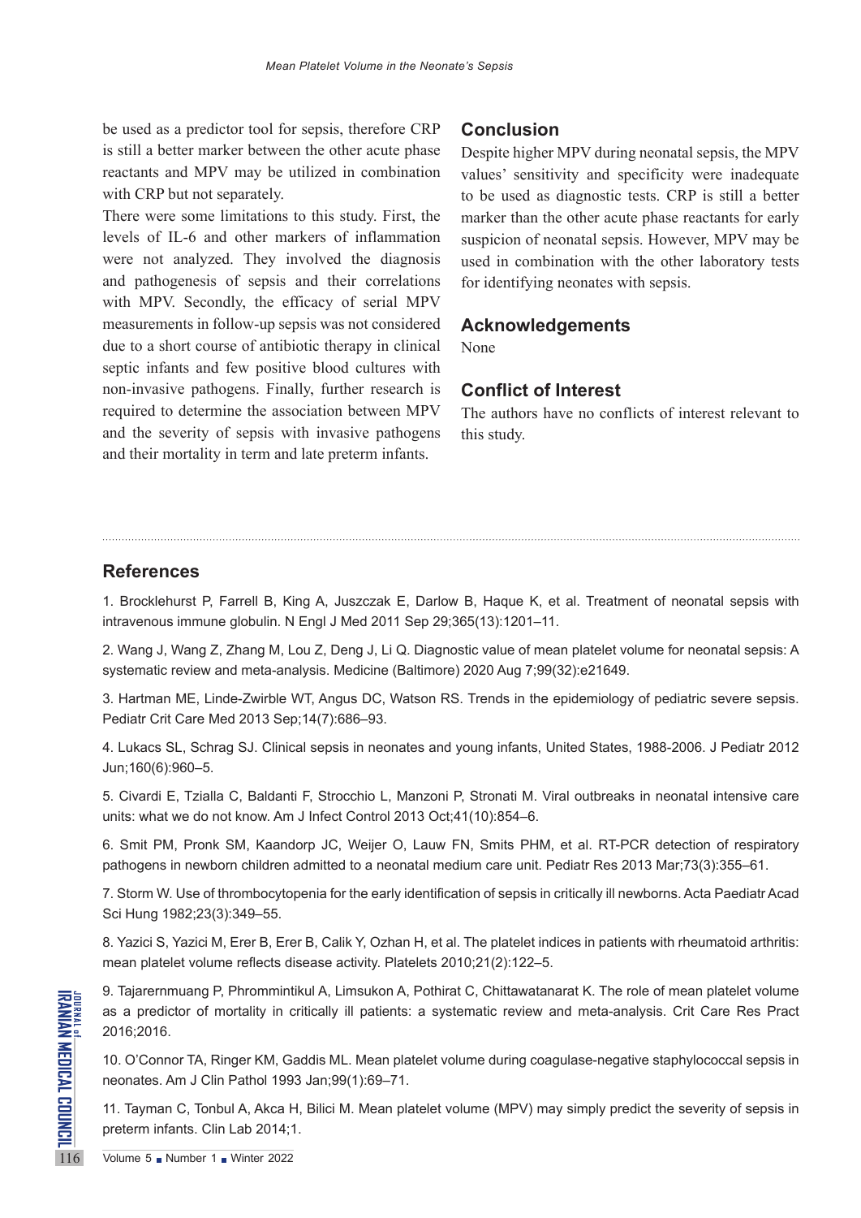be used as a predictor tool for sepsis, therefore CRP is still a better marker between the other acute phase reactants and MPV may be utilized in combination with CRP but not separately.

There were some limitations to this study. First, the levels of IL-6 and other markers of inflammation were not analyzed. They involved the diagnosis and pathogenesis of sepsis and their correlations with MPV. Secondly, the efficacy of serial MPV measurements in follow-up sepsis was not considered due to a short course of antibiotic therapy in clinical septic infants and few positive blood cultures with non-invasive pathogens. Finally, further research is required to determine the association between MPV and the severity of sepsis with invasive pathogens and their mortality in term and late preterm infants.

## Conclusion

Despite higher MPV during neonatal sepsis, the MPV values' sensitivity and specificity were inadequate to be used as diagnostic tests. CRP is still a better marker than the other acute phase reactants for early suspicion of neonatal sepsis. However, MPV may be used in combination with the other laboratory tests for identifying neonates with sepsis.

## Acknowledgements

None

## Conflict of Interest

The authors have no conflicts of interest relevant to this study.

## References

1. Brocklehurst P, Farrell B, King A, Juszczak E, Darlow B, Haque K, et al. Treatment of neonatal sepsis with intravenous immune globulin. N Engl J Med 2011 Sep 29;365(13):1201–11.

2. Wang J, Wang Z, Zhang M, Lou Z, Deng J, Li Q. Diagnostic value of mean platelet volume for neonatal sepsis: A systematic review and meta-analysis. Medicine (Baltimore) 2020 Aug 7;99(32):e21649.

3. Hartman ME, Linde-Zwirble WT, Angus DC, Watson RS. Trends in the epidemiology of pediatric severe sepsis. Pediatr Crit Care Med 2013 Sep;14(7):686–93.

4. Lukacs SL, Schrag SJ. Clinical sepsis in neonates and young infants, United States, 1988-2006. J Pediatr 2012 Jun;160(6):960–5.

5. Civardi E, Tzialla C, Baldanti F, Strocchio L, Manzoni P, Stronati M. Viral outbreaks in neonatal intensive care units: what we do not know. Am J Infect Control 2013 Oct;41(10):854–6.

6. Smit PM, Pronk SM, Kaandorp JC, Weijer O, Lauw FN, Smits PHM, et al. RT-PCR detection of respiratory pathogens in newborn children admitted to a neonatal medium care unit. Pediatr Res 2013 Mar;73(3):355–61.

7. Storm W. Use of thrombocytopenia for the early identification of sepsis in critically ill newborns. Acta Paediatr Acad Sci Hung 1982;23(3):349–55.

8. Yazici S, Yazici M, Erer B, Erer B, Calik Y, Ozhan H, et al. The platelet indices in patients with rheumatoid arthritis: mean platelet volume reflects disease activity. Platelets 2010;21(2):122–5.

9. Tajarernmuang P, Phrommintikul A, Limsukon A, Pothirat C, Chittawatanarat K. The role of mean platelet volume as a predictor of mortality in critically ill patients: a systematic review and meta-analysis. Crit Care Res Pract 2016;2016.

10. O'Connor TA, Ringer KM, Gaddis ML. Mean platelet volume during coagulase-negative staphylococcal sepsis in neonates. Am J Clin Pathol 1993 Jan;99(1):69–71.

11. Tayman C, Tonbul A, Akca H, Bilici M. Mean platelet volume (MPV) may simply predict the severity of sepsis in preterm infants. Clin Lab 2014;1.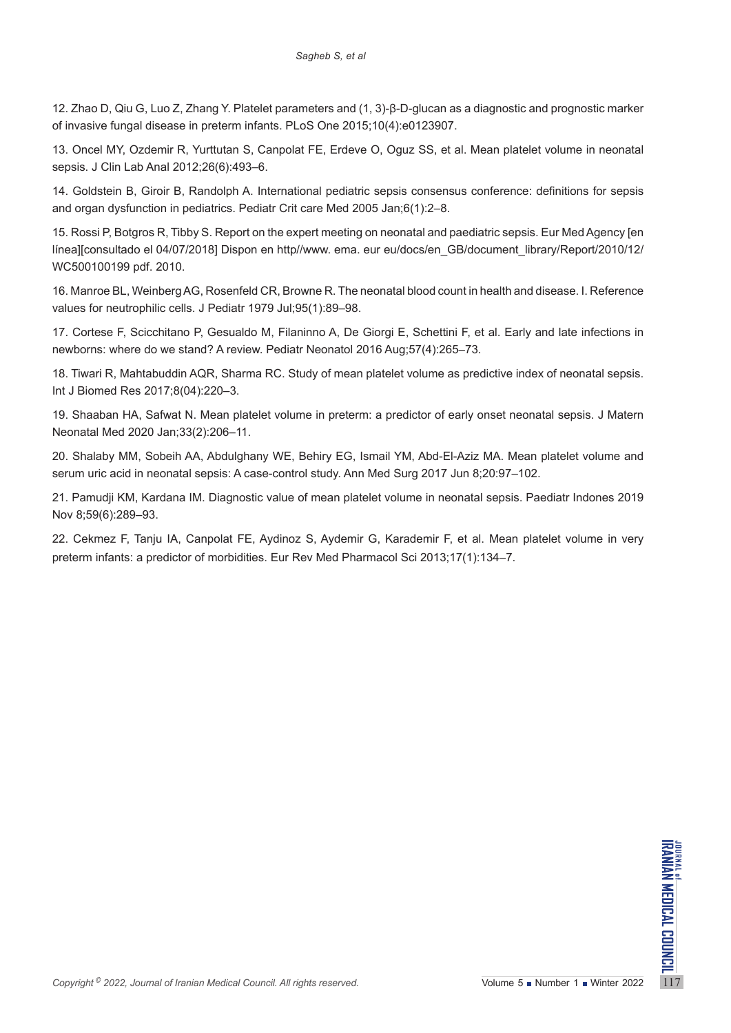12. Zhao D, Qiu G, Luo Z, Zhang Y. Platelet parameters and (1, 3)-β-D-glucan as a diagnostic and prognostic marker of invasive fungal disease in preterm infants. PLoS One 2015;10(4):e0123907.

13. Oncel MY, Ozdemir R, Yurttutan S, Canpolat FE, Erdeve O, Oguz SS, et al. Mean platelet volume in neonatal sepsis. J Clin Lab Anal 2012;26(6):493–6.

14. Goldstein B, Giroir B, Randolph A. International pediatric sepsis consensus conference: definitions for sepsis and organ dysfunction in pediatrics. Pediatr Crit care Med 2005 Jan;6(1):2–8.

15. Rossi P, Botgros R, Tibby S. Report on the expert meeting on neonatal and paediatric sepsis. Eur Med Agency [en línea][consultado el 04/07/2018] Dispon en http//www. ema. eur eu/docs/en_GB/document_library/Report/2010/12/WC500100199 pdf. 2010.

16. Manroe BL, Weinberg AG, Rosenfeld CR, Browne R. The neonatal blood count in health and disease. I. Reference values for neutrophilic cells. J Pediatr 1979 Jul;95(1):89–98.

17. Cortese F, Scicchitano P, Gesualdo M, Filaninno A, De Giorgi E, Schettini F, et al. Early and late infections in newborns: where do we stand? A review. Pediatr Neonatol 2016 Aug;57(4):265–73.

18. Tiwari R, Mahtabuddin AQR, Sharma RC. Study of mean platelet volume as predictive index of neonatal sepsis. Int J Biomed Res 2017;8(04):220–3.

19. Shaaban HA, Safwat N. Mean platelet volume in preterm: a predictor of early onset neonatal sepsis. J Matern Neonatal Med 2020 Jan;33(2):206–11.

20. Shalaby MM, Sobeih AA, Abdulghany WE, Behiry EG, Ismail YM, Abd-El-Aziz MA. Mean platelet volume and serum uric acid in neonatal sepsis: A case-control study. Ann Med Surg 2017 Jun 8;20:97–102.

21. Pamudji KM, Kardana IM. Diagnostic value of mean platelet volume in neonatal sepsis. Paediatr Indones 2019 Nov 8;59(6):289–93.

22. Cekmez F, Tanju IA, Canpolat FE, Aydinoz S, Aydemir G, Karademir F, et al. Mean platelet volume in very preterm infants: a predictor of morbidities. Eur Rev Med Pharmacol Sci 2013;17(1):134–7.